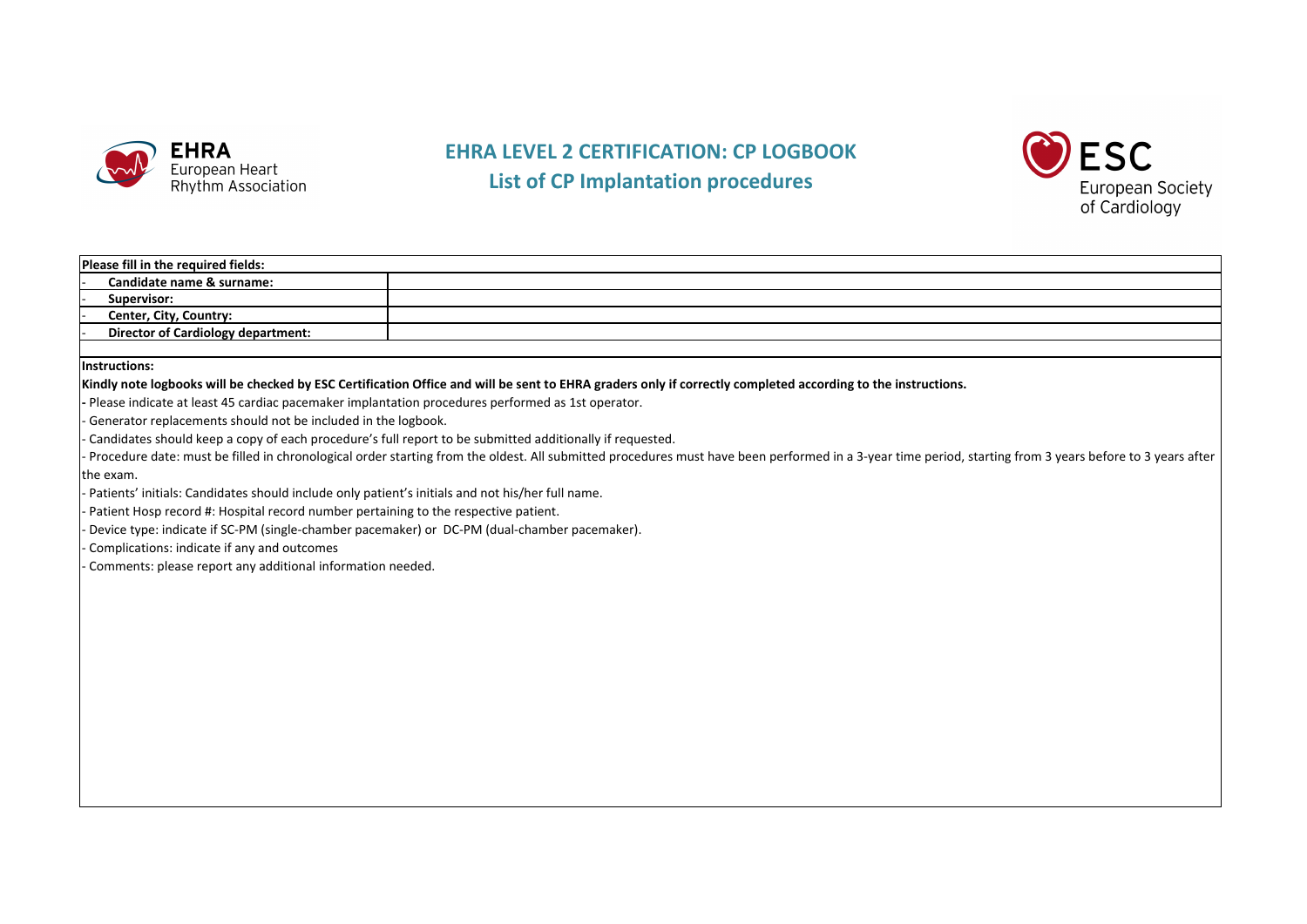# EHRA LEVEL 2 CERTIFICATION: CP LOGBOOK

## List of CP Implantation procedures

| **Please fill in the required fields:** | |
|---|---|
| - **Candidate name & surname:** | |
| - **Supervisor:** | |
| - **Center, City, Country:** | |
| - **Director of Cardiology department:** | |

**Instructions:**

**Kindly note logbooks will be checked by ESC Certification Office and will be sent to EHRA graders only if correctly completed according to the instructions.**

- Please indicate at least 45 cardiac pacemaker implantation procedures performed as 1st operator.
- Generator replacements should not be included in the logbook.
- Candidates should keep a copy of each procedure's full report to be submitted additionally if requested.
- Procedure date: must be filled in chronological order starting from the oldest. All submitted procedures must have been performed in a 3-year time period, starting from 3 years before to 3 years after the exam.
- Patients' initials: Candidates should include only patient's initials and not his/her full name.
- Patient Hosp record #: Hospital record number pertaining to the respective patient.
- Device type: indicate if SC-PM (single-chamber pacemaker) or DC-PM (dual-chamber pacemaker).
- Complications: indicate if any and outcomes
- Comments: please report any additional information needed.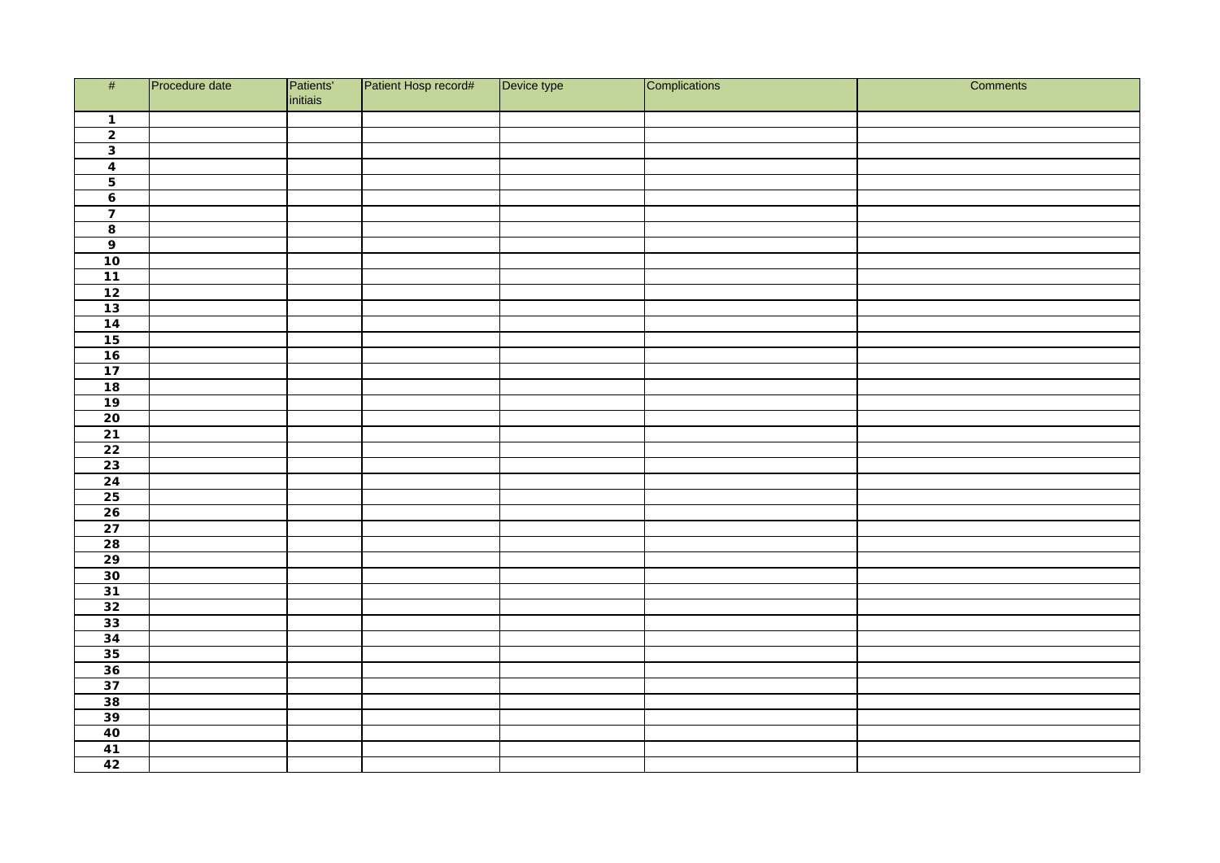| # | Procedure date | Patients' initiais | Patient Hosp record# | Device type | Complications | Comments |
|---|---|---|---|---|---|---|
| **1** | | | | | | |
| **2** | | | | | | |
| **3** | | | | | | |
| **4** | | | | | | |
| **5** | | | | | | |
| **6** | | | | | | |
| **7** | | | | | | |
| **8** | | | | | | |
| **9** | | | | | | |
| **10** | | | | | | |
| **11** | | | | | | |
| **12** | | | | | | |
| **13** | | | | | | |
| **14** | | | | | | |
| **15** | | | | | | |
| **16** | | | | | | |
| **17** | | | | | | |
| **18** | | | | | | |
| **19** | | | | | | |
| **20** | | | | | | |
| **21** | | | | | | |
| **22** | | | | | | |
| **23** | | | | | | |
| **24** | | | | | | |
| **25** | | | | | | |
| **26** | | | | | | |
| **27** | | | | | | |
| **28** | | | | | | |
| **29** | | | | | | |
| **30** | | | | | | |
| **31** | | | | | | |
| **32** | | | | | | |
| **33** | | | | | | |
| **34** | | | | | | |
| **35** | | | | | | |
| **36** | | | | | | |
| **37** | | | | | | |
| **38** | | | | | | |
| **39** | | | | | | |
| **40** | | | | | | |
| **41** | | | | | | |
| **42** | | | | | | |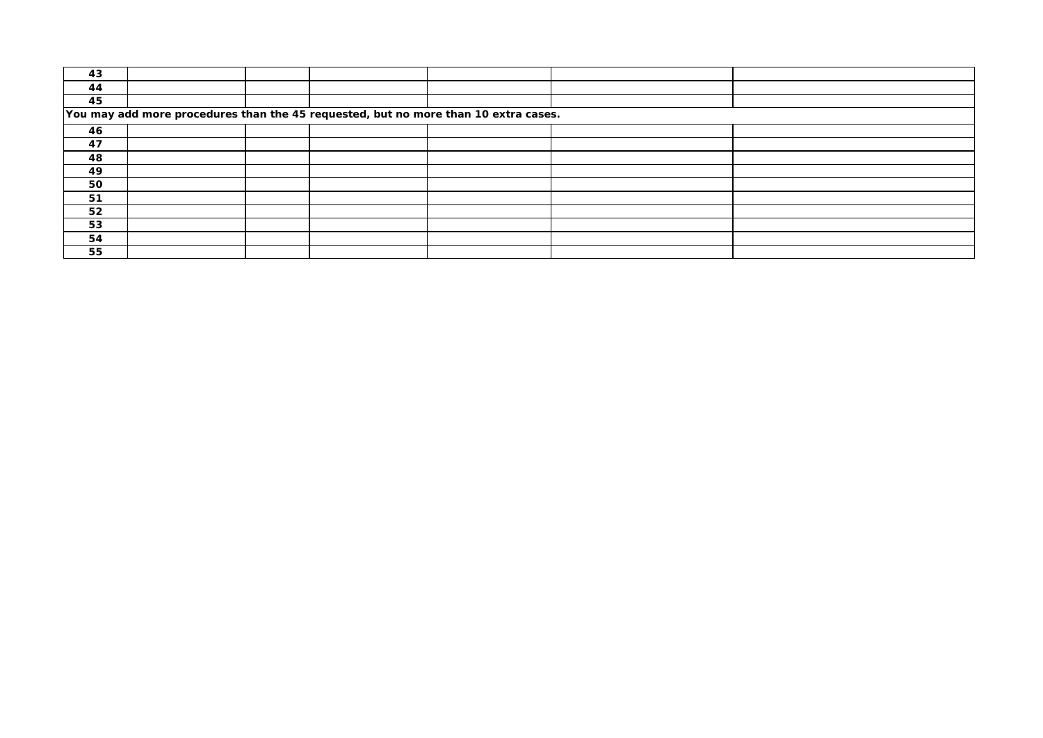| | | | | | | |
|---|---|---|---|---|---|---|
| **43** | | | | | | |
| **44** | | | | | | |
| **45** | | | | | | |
| **You may add more procedures than the 45 requested, but no more than 10 extra cases.** | | | | | | |
| **46** | | | | | | |
| **47** | | | | | | |
| **48** | | | | | | |
| **49** | | | | | | |
| **50** | | | | | | |
| **51** | | | | | | |
| **52** | | | | | | |
| **53** | | | | | | |
| **54** | | | | | | |
| **55** | | | | | | |